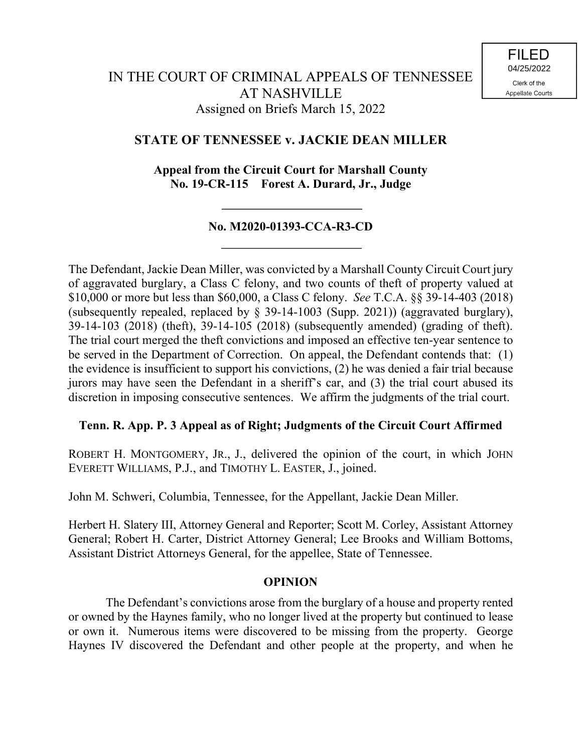FILED
04/25/2022
Clerk of the
Appellate Courts

# IN THE COURT OF CRIMINAL APPEALS OF TENNESSEE AT NASHVILLE

Assigned on Briefs March 15, 2022

## STATE OF TENNESSEE v. JACKIE DEAN MILLER

**Appeal from the Circuit Court for Marshall County**
**No. 19-CR-115 Forest A. Durard, Jr., Judge**

---

**No. M2020-01393-CCA-R3-CD**

---

The Defendant, Jackie Dean Miller, was convicted by a Marshall County Circuit Court jury of aggravated burglary, a Class C felony, and two counts of theft of property valued at $10,000 or more but less than $60,000, a Class C felony. *See* T.C.A. §§ 39-14-403 (2018) (subsequently repealed, replaced by § 39-14-1003 (Supp. 2021)) (aggravated burglary), 39-14-103 (2018) (theft), 39-14-105 (2018) (subsequently amended) (grading of theft). The trial court merged the theft convictions and imposed an effective ten-year sentence to be served in the Department of Correction. On appeal, the Defendant contends that: (1) the evidence is insufficient to support his convictions, (2) he was denied a fair trial because jurors may have seen the Defendant in a sheriff's car, and (3) the trial court abused its discretion in imposing consecutive sentences. We affirm the judgments of the trial court.

**Tenn. R. App. P. 3 Appeal as of Right; Judgments of the Circuit Court Affirmed**

ROBERT H. MONTGOMERY, JR., J., delivered the opinion of the court, in which JOHN EVERETT WILLIAMS, P.J., and TIMOTHY L. EASTER, J., joined.

John M. Schweri, Columbia, Tennessee, for the Appellant, Jackie Dean Miller.

Herbert H. Slatery III, Attorney General and Reporter; Scott M. Corley, Assistant Attorney General; Robert H. Carter, District Attorney General; Lee Brooks and William Bottoms, Assistant District Attorneys General, for the appellee, State of Tennessee.

## OPINION

The Defendant's convictions arose from the burglary of a house and property rented or owned by the Haynes family, who no longer lived at the property but continued to lease or own it. Numerous items were discovered to be missing from the property. George Haynes IV discovered the Defendant and other people at the property, and when he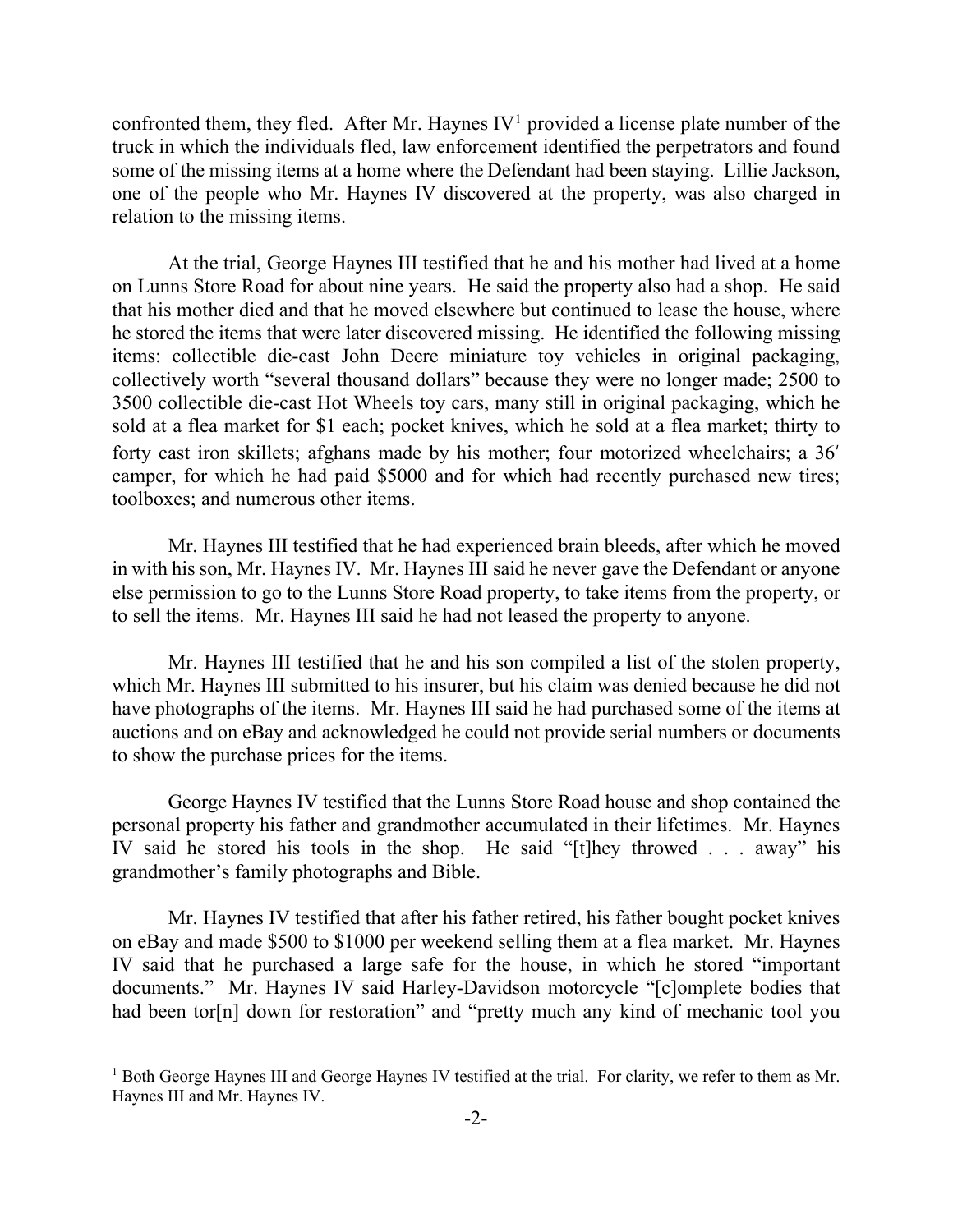confronted them, they fled. After Mr. Haynes IV[1] provided a license plate number of the truck in which the individuals fled, law enforcement identified the perpetrators and found some of the missing items at a home where the Defendant had been staying. Lillie Jackson, one of the people who Mr. Haynes IV discovered at the property, was also charged in relation to the missing items.

At the trial, George Haynes III testified that he and his mother had lived at a home on Lunns Store Road for about nine years. He said the property also had a shop. He said that his mother died and that he moved elsewhere but continued to lease the house, where he stored the items that were later discovered missing. He identified the following missing items: collectible die-cast John Deere miniature toy vehicles in original packaging, collectively worth "several thousand dollars" because they were no longer made; 2500 to 3500 collectible die-cast Hot Wheels toy cars, many still in original packaging, which he sold at a flea market for $1 each; pocket knives, which he sold at a flea market; thirty to forty cast iron skillets; afghans made by his mother; four motorized wheelchairs; a 36′ camper, for which he had paid $5000 and for which had recently purchased new tires; toolboxes; and numerous other items.

Mr. Haynes III testified that he had experienced brain bleeds, after which he moved in with his son, Mr. Haynes IV. Mr. Haynes III said he never gave the Defendant or anyone else permission to go to the Lunns Store Road property, to take items from the property, or to sell the items. Mr. Haynes III said he had not leased the property to anyone.

Mr. Haynes III testified that he and his son compiled a list of the stolen property, which Mr. Haynes III submitted to his insurer, but his claim was denied because he did not have photographs of the items. Mr. Haynes III said he had purchased some of the items at auctions and on eBay and acknowledged he could not provide serial numbers or documents to show the purchase prices for the items.

George Haynes IV testified that the Lunns Store Road house and shop contained the personal property his father and grandmother accumulated in their lifetimes. Mr. Haynes IV said he stored his tools in the shop. He said "[t]hey throwed . . . away" his grandmother's family photographs and Bible.

Mr. Haynes IV testified that after his father retired, his father bought pocket knives on eBay and made $500 to $1000 per weekend selling them at a flea market. Mr. Haynes IV said that he purchased a large safe for the house, in which he stored "important documents." Mr. Haynes IV said Harley-Davidson motorcycle "[c]omplete bodies that had been tor[n] down for restoration" and "pretty much any kind of mechanic tool you

---

[1] Both George Haynes III and George Haynes IV testified at the trial. For clarity, we refer to them as Mr. Haynes III and Mr. Haynes IV.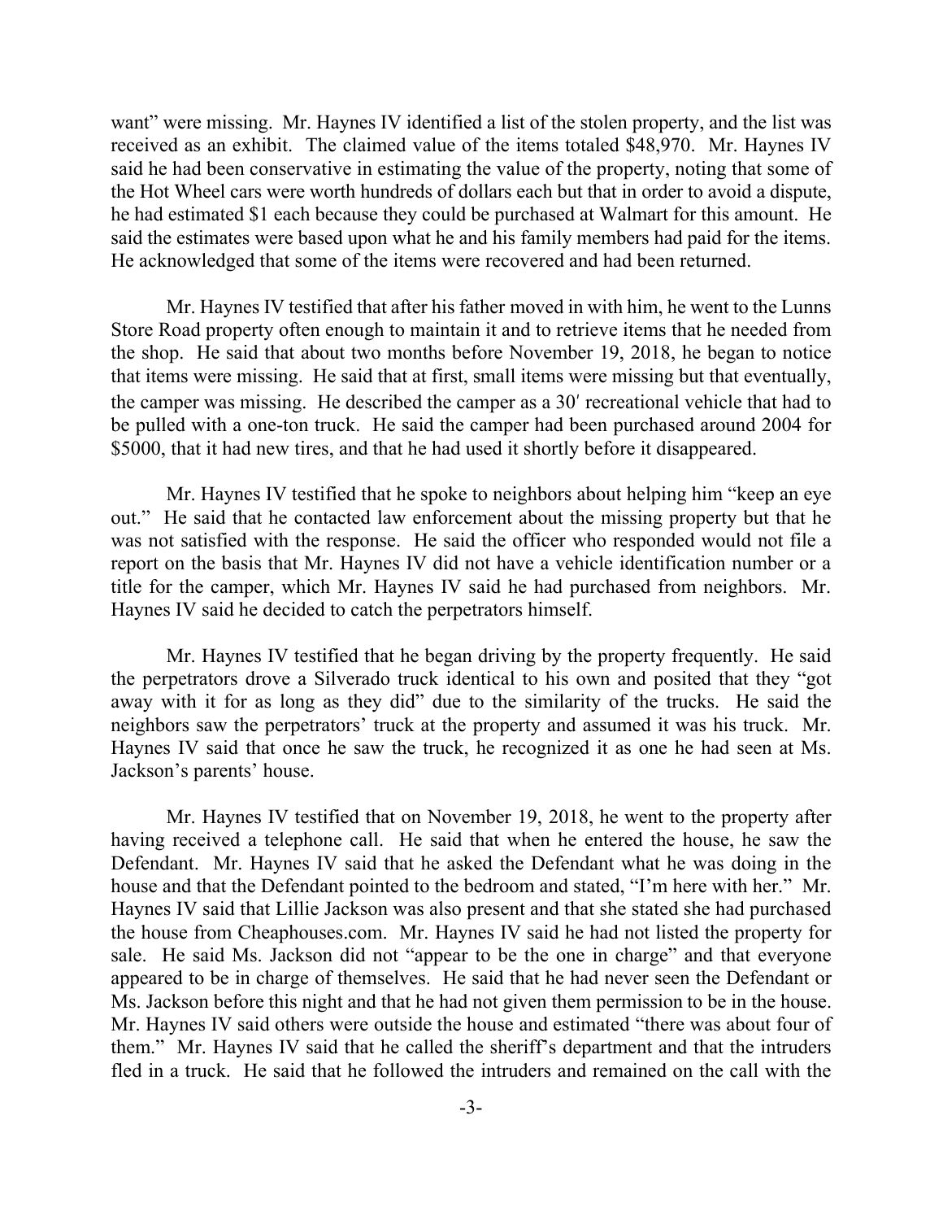want" were missing. Mr. Haynes IV identified a list of the stolen property, and the list was received as an exhibit. The claimed value of the items totaled $48,970. Mr. Haynes IV said he had been conservative in estimating the value of the property, noting that some of the Hot Wheel cars were worth hundreds of dollars each but that in order to avoid a dispute, he had estimated $1 each because they could be purchased at Walmart for this amount. He said the estimates were based upon what he and his family members had paid for the items. He acknowledged that some of the items were recovered and had been returned.

Mr. Haynes IV testified that after his father moved in with him, he went to the Lunns Store Road property often enough to maintain it and to retrieve items that he needed from the shop. He said that about two months before November 19, 2018, he began to notice that items were missing. He said that at first, small items were missing but that eventually, the camper was missing. He described the camper as a 30′ recreational vehicle that had to be pulled with a one-ton truck. He said the camper had been purchased around 2004 for $5000, that it had new tires, and that he had used it shortly before it disappeared.

Mr. Haynes IV testified that he spoke to neighbors about helping him "keep an eye out." He said that he contacted law enforcement about the missing property but that he was not satisfied with the response. He said the officer who responded would not file a report on the basis that Mr. Haynes IV did not have a vehicle identification number or a title for the camper, which Mr. Haynes IV said he had purchased from neighbors. Mr. Haynes IV said he decided to catch the perpetrators himself.

Mr. Haynes IV testified that he began driving by the property frequently. He said the perpetrators drove a Silverado truck identical to his own and posited that they "got away with it for as long as they did" due to the similarity of the trucks. He said the neighbors saw the perpetrators' truck at the property and assumed it was his truck. Mr. Haynes IV said that once he saw the truck, he recognized it as one he had seen at Ms. Jackson's parents' house.

Mr. Haynes IV testified that on November 19, 2018, he went to the property after having received a telephone call. He said that when he entered the house, he saw the Defendant. Mr. Haynes IV said that he asked the Defendant what he was doing in the house and that the Defendant pointed to the bedroom and stated, "I'm here with her." Mr. Haynes IV said that Lillie Jackson was also present and that she stated she had purchased the house from Cheaphouses.com. Mr. Haynes IV said he had not listed the property for sale. He said Ms. Jackson did not "appear to be the one in charge" and that everyone appeared to be in charge of themselves. He said that he had never seen the Defendant or Ms. Jackson before this night and that he had not given them permission to be in the house. Mr. Haynes IV said others were outside the house and estimated "there was about four of them." Mr. Haynes IV said that he called the sheriff's department and that the intruders fled in a truck. He said that he followed the intruders and remained on the call with the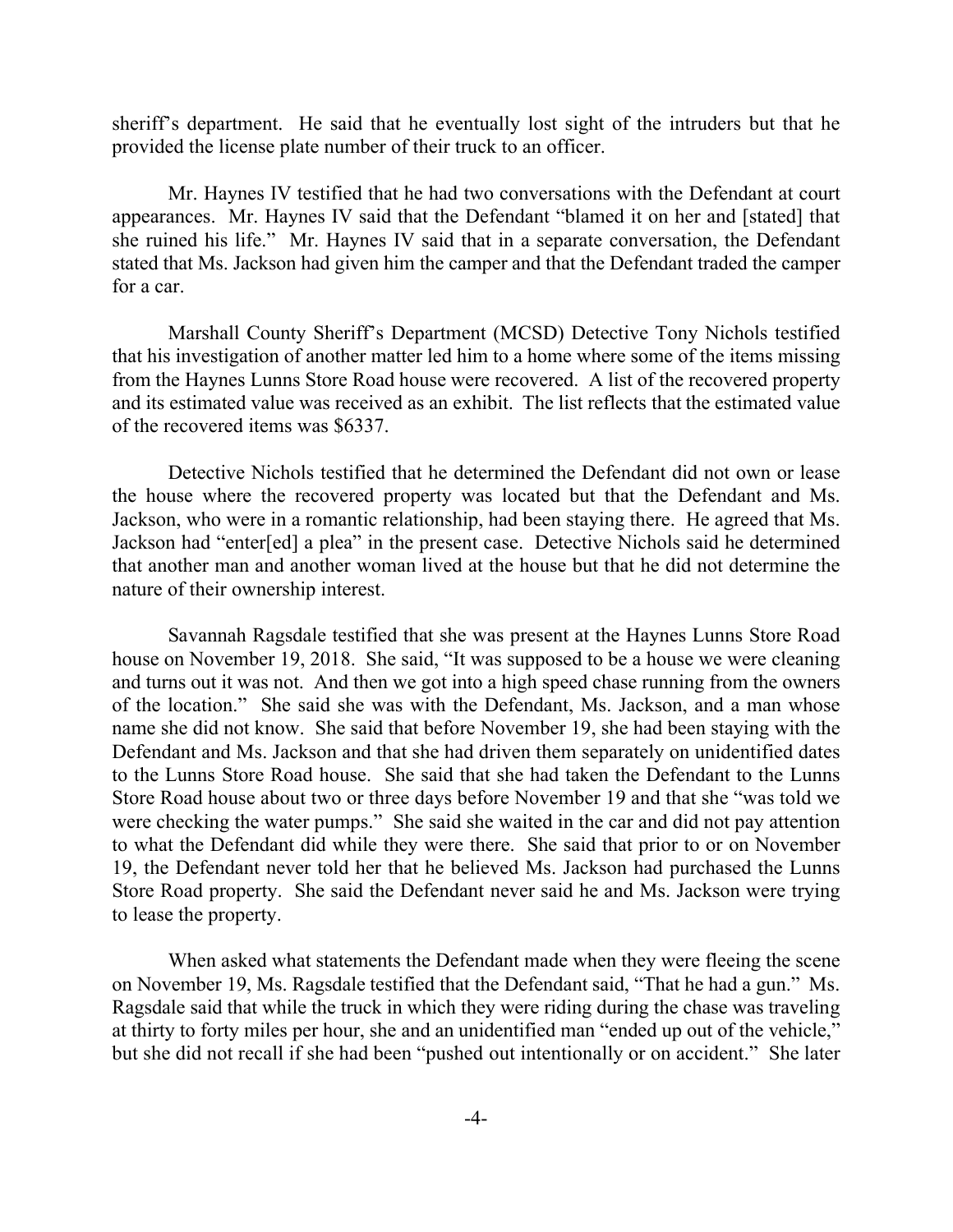sheriff's department. He said that he eventually lost sight of the intruders but that he provided the license plate number of their truck to an officer.

Mr. Haynes IV testified that he had two conversations with the Defendant at court appearances. Mr. Haynes IV said that the Defendant "blamed it on her and [stated] that she ruined his life." Mr. Haynes IV said that in a separate conversation, the Defendant stated that Ms. Jackson had given him the camper and that the Defendant traded the camper for a car.

Marshall County Sheriff's Department (MCSD) Detective Tony Nichols testified that his investigation of another matter led him to a home where some of the items missing from the Haynes Lunns Store Road house were recovered. A list of the recovered property and its estimated value was received as an exhibit. The list reflects that the estimated value of the recovered items was $6337.

Detective Nichols testified that he determined the Defendant did not own or lease the house where the recovered property was located but that the Defendant and Ms. Jackson, who were in a romantic relationship, had been staying there. He agreed that Ms. Jackson had "enter[ed] a plea" in the present case. Detective Nichols said he determined that another man and another woman lived at the house but that he did not determine the nature of their ownership interest.

Savannah Ragsdale testified that she was present at the Haynes Lunns Store Road house on November 19, 2018. She said, "It was supposed to be a house we were cleaning and turns out it was not. And then we got into a high speed chase running from the owners of the location." She said she was with the Defendant, Ms. Jackson, and a man whose name she did not know. She said that before November 19, she had been staying with the Defendant and Ms. Jackson and that she had driven them separately on unidentified dates to the Lunns Store Road house. She said that she had taken the Defendant to the Lunns Store Road house about two or three days before November 19 and that she "was told we were checking the water pumps." She said she waited in the car and did not pay attention to what the Defendant did while they were there. She said that prior to or on November 19, the Defendant never told her that he believed Ms. Jackson had purchased the Lunns Store Road property. She said the Defendant never said he and Ms. Jackson were trying to lease the property.

When asked what statements the Defendant made when they were fleeing the scene on November 19, Ms. Ragsdale testified that the Defendant said, "That he had a gun." Ms. Ragsdale said that while the truck in which they were riding during the chase was traveling at thirty to forty miles per hour, she and an unidentified man "ended up out of the vehicle," but she did not recall if she had been "pushed out intentionally or on accident." She later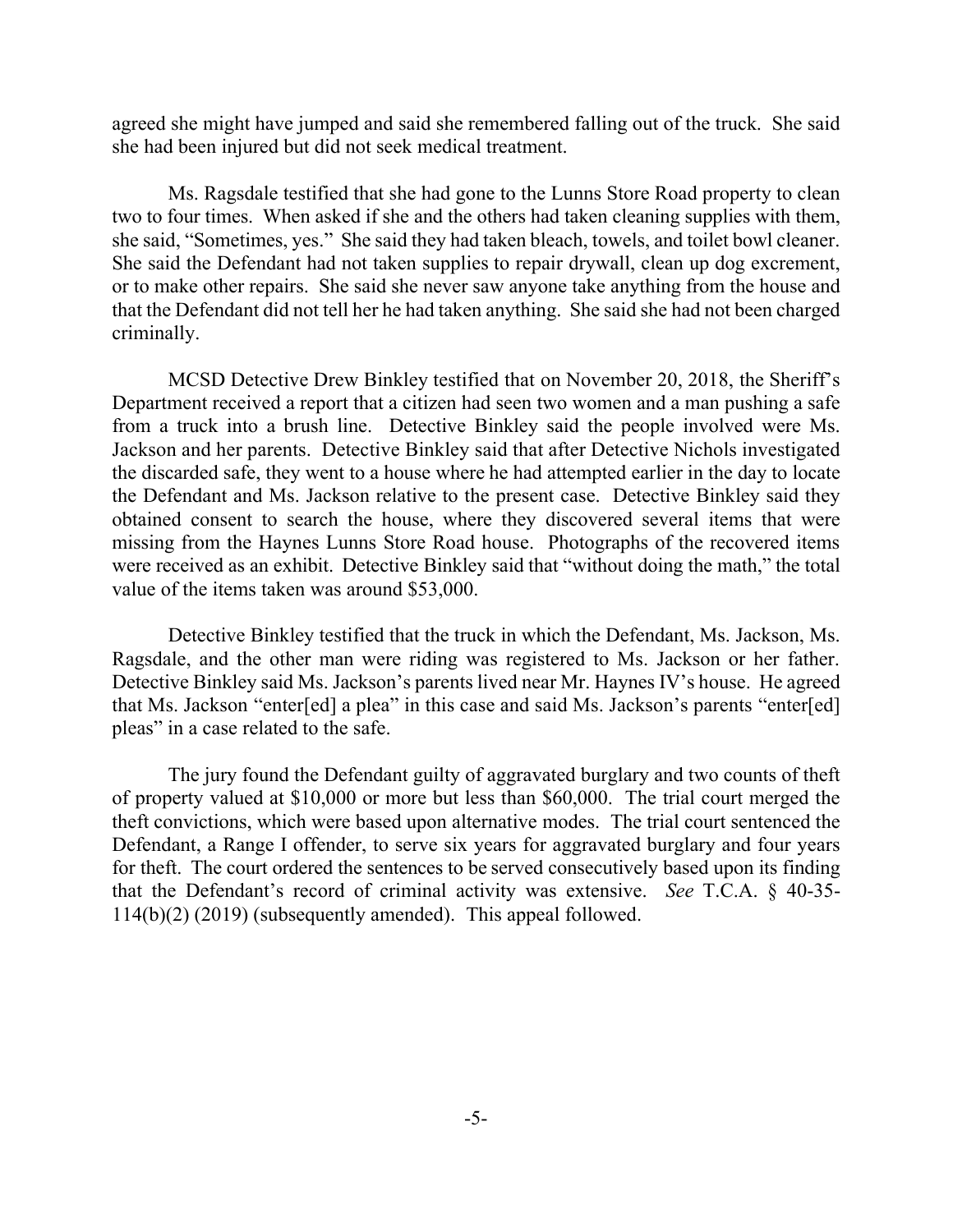agreed she might have jumped and said she remembered falling out of the truck. She said she had been injured but did not seek medical treatment.

Ms. Ragsdale testified that she had gone to the Lunns Store Road property to clean two to four times. When asked if she and the others had taken cleaning supplies with them, she said, "Sometimes, yes." She said they had taken bleach, towels, and toilet bowl cleaner. She said the Defendant had not taken supplies to repair drywall, clean up dog excrement, or to make other repairs. She said she never saw anyone take anything from the house and that the Defendant did not tell her he had taken anything. She said she had not been charged criminally.

MCSD Detective Drew Binkley testified that on November 20, 2018, the Sheriff's Department received a report that a citizen had seen two women and a man pushing a safe from a truck into a brush line. Detective Binkley said the people involved were Ms. Jackson and her parents. Detective Binkley said that after Detective Nichols investigated the discarded safe, they went to a house where he had attempted earlier in the day to locate the Defendant and Ms. Jackson relative to the present case. Detective Binkley said they obtained consent to search the house, where they discovered several items that were missing from the Haynes Lunns Store Road house. Photographs of the recovered items were received as an exhibit. Detective Binkley said that "without doing the math," the total value of the items taken was around $53,000.

Detective Binkley testified that the truck in which the Defendant, Ms. Jackson, Ms. Ragsdale, and the other man were riding was registered to Ms. Jackson or her father. Detective Binkley said Ms. Jackson's parents lived near Mr. Haynes IV's house. He agreed that Ms. Jackson "enter[ed] a plea" in this case and said Ms. Jackson's parents "enter[ed] pleas" in a case related to the safe.

The jury found the Defendant guilty of aggravated burglary and two counts of theft of property valued at $10,000 or more but less than $60,000. The trial court merged the theft convictions, which were based upon alternative modes. The trial court sentenced the Defendant, a Range I offender, to serve six years for aggravated burglary and four years for theft. The court ordered the sentences to be served consecutively based upon its finding that the Defendant's record of criminal activity was extensive. *See* T.C.A. § 40-35-114(b)(2) (2019) (subsequently amended). This appeal followed.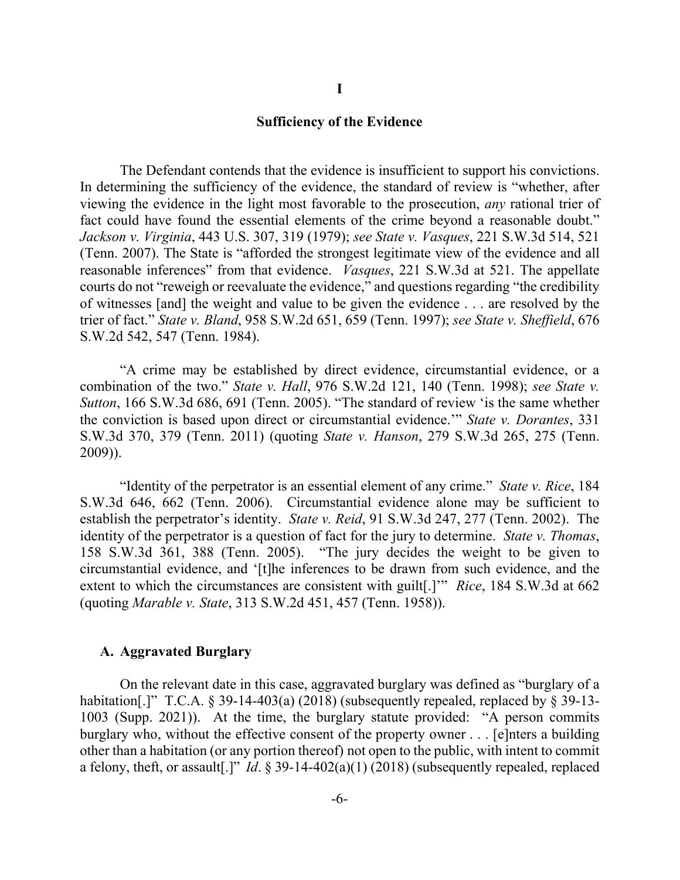## I

## Sufficiency of the Evidence

The Defendant contends that the evidence is insufficient to support his convictions. In determining the sufficiency of the evidence, the standard of review is "whether, after viewing the evidence in the light most favorable to the prosecution, *any* rational trier of fact could have found the essential elements of the crime beyond a reasonable doubt." *Jackson v. Virginia*, 443 U.S. 307, 319 (1979); *see State v. Vasques*, 221 S.W.3d 514, 521 (Tenn. 2007). The State is "afforded the strongest legitimate view of the evidence and all reasonable inferences" from that evidence. *Vasques*, 221 S.W.3d at 521. The appellate courts do not "reweigh or reevaluate the evidence," and questions regarding "the credibility of witnesses [and] the weight and value to be given the evidence . . . are resolved by the trier of fact." *State v. Bland*, 958 S.W.2d 651, 659 (Tenn. 1997); *see State v. Sheffield*, 676 S.W.2d 542, 547 (Tenn. 1984).

"A crime may be established by direct evidence, circumstantial evidence, or a combination of the two." *State v. Hall*, 976 S.W.2d 121, 140 (Tenn. 1998); *see State v. Sutton*, 166 S.W.3d 686, 691 (Tenn. 2005). "The standard of review 'is the same whether the conviction is based upon direct or circumstantial evidence.'" *State v. Dorantes*, 331 S.W.3d 370, 379 (Tenn. 2011) (quoting *State v. Hanson*, 279 S.W.3d 265, 275 (Tenn. 2009)).

"Identity of the perpetrator is an essential element of any crime." *State v. Rice*, 184 S.W.3d 646, 662 (Tenn. 2006). Circumstantial evidence alone may be sufficient to establish the perpetrator's identity. *State v. Reid*, 91 S.W.3d 247, 277 (Tenn. 2002). The identity of the perpetrator is a question of fact for the jury to determine. *State v. Thomas*, 158 S.W.3d 361, 388 (Tenn. 2005). "The jury decides the weight to be given to circumstantial evidence, and '[t]he inferences to be drawn from such evidence, and the extent to which the circumstances are consistent with guilt[.]'" *Rice*, 184 S.W.3d at 662 (quoting *Marable v. State*, 313 S.W.2d 451, 457 (Tenn. 1958)).

### A. Aggravated Burglary

On the relevant date in this case, aggravated burglary was defined as "burglary of a habitation[.]" T.C.A. § 39-14-403(a) (2018) (subsequently repealed, replaced by § 39-13-1003 (Supp. 2021)). At the time, the burglary statute provided: "A person commits burglary who, without the effective consent of the property owner . . . [e]nters a building other than a habitation (or any portion thereof) not open to the public, with intent to commit a felony, theft, or assault[.]" *Id*. § 39-14-402(a)(1) (2018) (subsequently repealed, replaced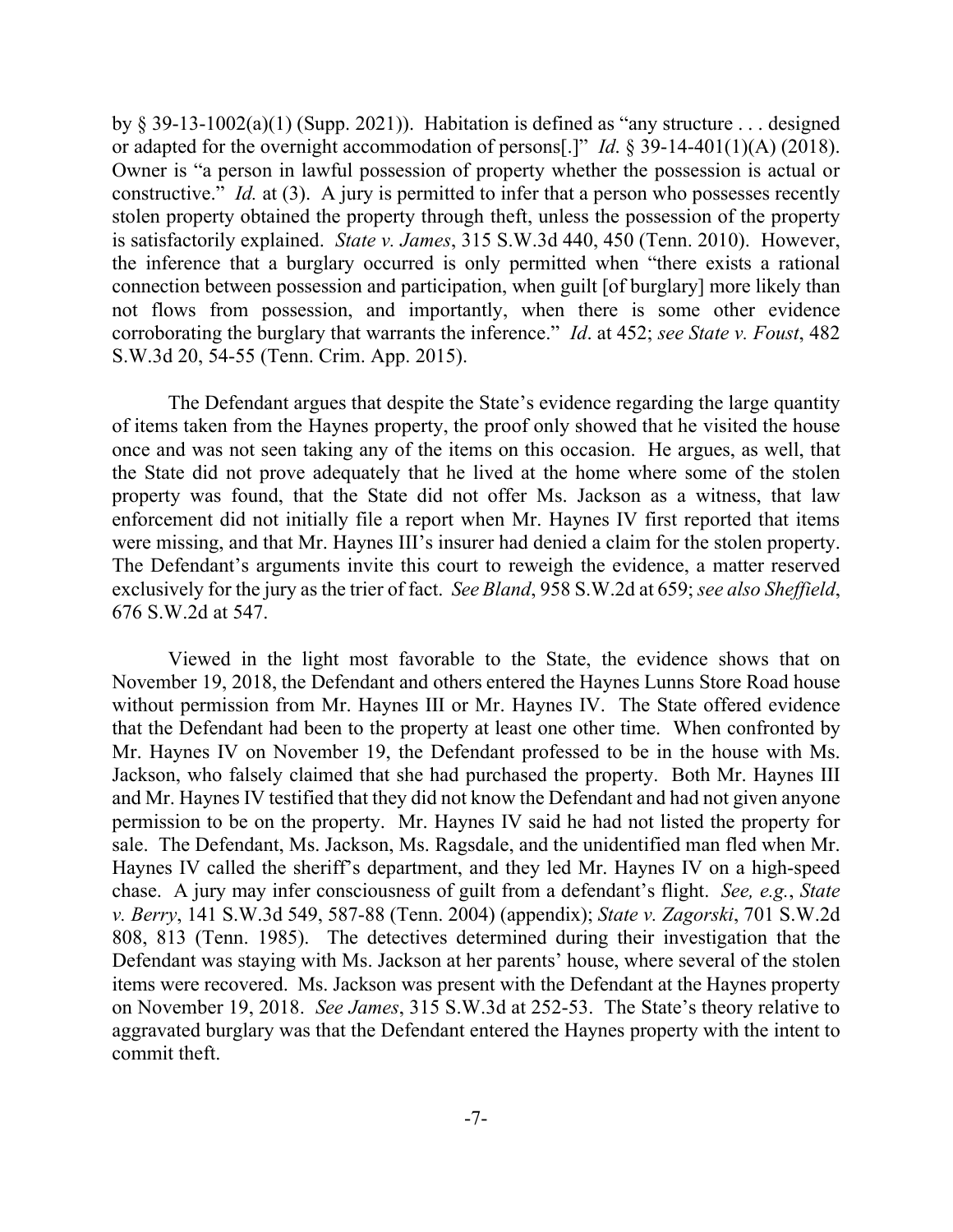by § 39-13-1002(a)(1) (Supp. 2021)). Habitation is defined as "any structure . . . designed or adapted for the overnight accommodation of persons[.]" *Id*. § 39-14-401(1)(A) (2018). Owner is "a person in lawful possession of property whether the possession is actual or constructive." *Id.* at (3). A jury is permitted to infer that a person who possesses recently stolen property obtained the property through theft, unless the possession of the property is satisfactorily explained. *State v. James*, 315 S.W.3d 440, 450 (Tenn. 2010). However, the inference that a burglary occurred is only permitted when "there exists a rational connection between possession and participation, when guilt [of burglary] more likely than not flows from possession, and importantly, when there is some other evidence corroborating the burglary that warrants the inference." *Id*. at 452; *see State v. Foust*, 482 S.W.3d 20, 54-55 (Tenn. Crim. App. 2015).

The Defendant argues that despite the State's evidence regarding the large quantity of items taken from the Haynes property, the proof only showed that he visited the house once and was not seen taking any of the items on this occasion. He argues, as well, that the State did not prove adequately that he lived at the home where some of the stolen property was found, that the State did not offer Ms. Jackson as a witness, that law enforcement did not initially file a report when Mr. Haynes IV first reported that items were missing, and that Mr. Haynes III's insurer had denied a claim for the stolen property. The Defendant's arguments invite this court to reweigh the evidence, a matter reserved exclusively for the jury as the trier of fact. *See Bland*, 958 S.W.2d at 659; *see also Sheffield*, 676 S.W.2d at 547.

Viewed in the light most favorable to the State, the evidence shows that on November 19, 2018, the Defendant and others entered the Haynes Lunns Store Road house without permission from Mr. Haynes III or Mr. Haynes IV. The State offered evidence that the Defendant had been to the property at least one other time. When confronted by Mr. Haynes IV on November 19, the Defendant professed to be in the house with Ms. Jackson, who falsely claimed that she had purchased the property. Both Mr. Haynes III and Mr. Haynes IV testified that they did not know the Defendant and had not given anyone permission to be on the property. Mr. Haynes IV said he had not listed the property for sale. The Defendant, Ms. Jackson, Ms. Ragsdale, and the unidentified man fled when Mr. Haynes IV called the sheriff's department, and they led Mr. Haynes IV on a high-speed chase. A jury may infer consciousness of guilt from a defendant's flight. *See, e.g.*, *State v. Berry*, 141 S.W.3d 549, 587-88 (Tenn. 2004) (appendix); *State v. Zagorski*, 701 S.W.2d 808, 813 (Tenn. 1985). The detectives determined during their investigation that the Defendant was staying with Ms. Jackson at her parents' house, where several of the stolen items were recovered. Ms. Jackson was present with the Defendant at the Haynes property on November 19, 2018. *See James*, 315 S.W.3d at 252-53. The State's theory relative to aggravated burglary was that the Defendant entered the Haynes property with the intent to commit theft.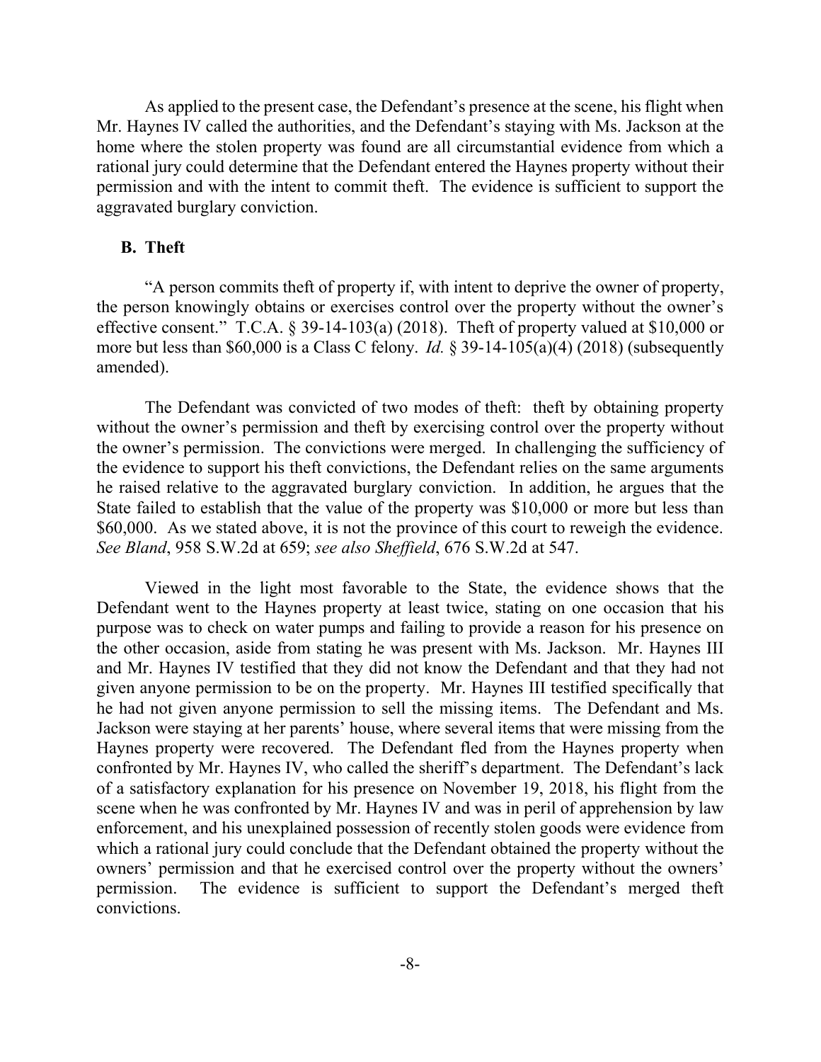As applied to the present case, the Defendant's presence at the scene, his flight when Mr. Haynes IV called the authorities, and the Defendant's staying with Ms. Jackson at the home where the stolen property was found are all circumstantial evidence from which a rational jury could determine that the Defendant entered the Haynes property without their permission and with the intent to commit theft. The evidence is sufficient to support the aggravated burglary conviction.

### B. Theft

"A person commits theft of property if, with intent to deprive the owner of property, the person knowingly obtains or exercises control over the property without the owner's effective consent." T.C.A. § 39-14-103(a) (2018). Theft of property valued at $10,000 or more but less than $60,000 is a Class C felony. *Id.* § 39-14-105(a)(4) (2018) (subsequently amended).

The Defendant was convicted of two modes of theft: theft by obtaining property without the owner's permission and theft by exercising control over the property without the owner's permission. The convictions were merged. In challenging the sufficiency of the evidence to support his theft convictions, the Defendant relies on the same arguments he raised relative to the aggravated burglary conviction. In addition, he argues that the State failed to establish that the value of the property was $10,000 or more but less than $60,000. As we stated above, it is not the province of this court to reweigh the evidence. *See Bland*, 958 S.W.2d at 659; *see also Sheffield*, 676 S.W.2d at 547.

Viewed in the light most favorable to the State, the evidence shows that the Defendant went to the Haynes property at least twice, stating on one occasion that his purpose was to check on water pumps and failing to provide a reason for his presence on the other occasion, aside from stating he was present with Ms. Jackson. Mr. Haynes III and Mr. Haynes IV testified that they did not know the Defendant and that they had not given anyone permission to be on the property. Mr. Haynes III testified specifically that he had not given anyone permission to sell the missing items. The Defendant and Ms. Jackson were staying at her parents' house, where several items that were missing from the Haynes property were recovered. The Defendant fled from the Haynes property when confronted by Mr. Haynes IV, who called the sheriff's department. The Defendant's lack of a satisfactory explanation for his presence on November 19, 2018, his flight from the scene when he was confronted by Mr. Haynes IV and was in peril of apprehension by law enforcement, and his unexplained possession of recently stolen goods were evidence from which a rational jury could conclude that the Defendant obtained the property without the owners' permission and that he exercised control over the property without the owners' permission. The evidence is sufficient to support the Defendant's merged theft convictions.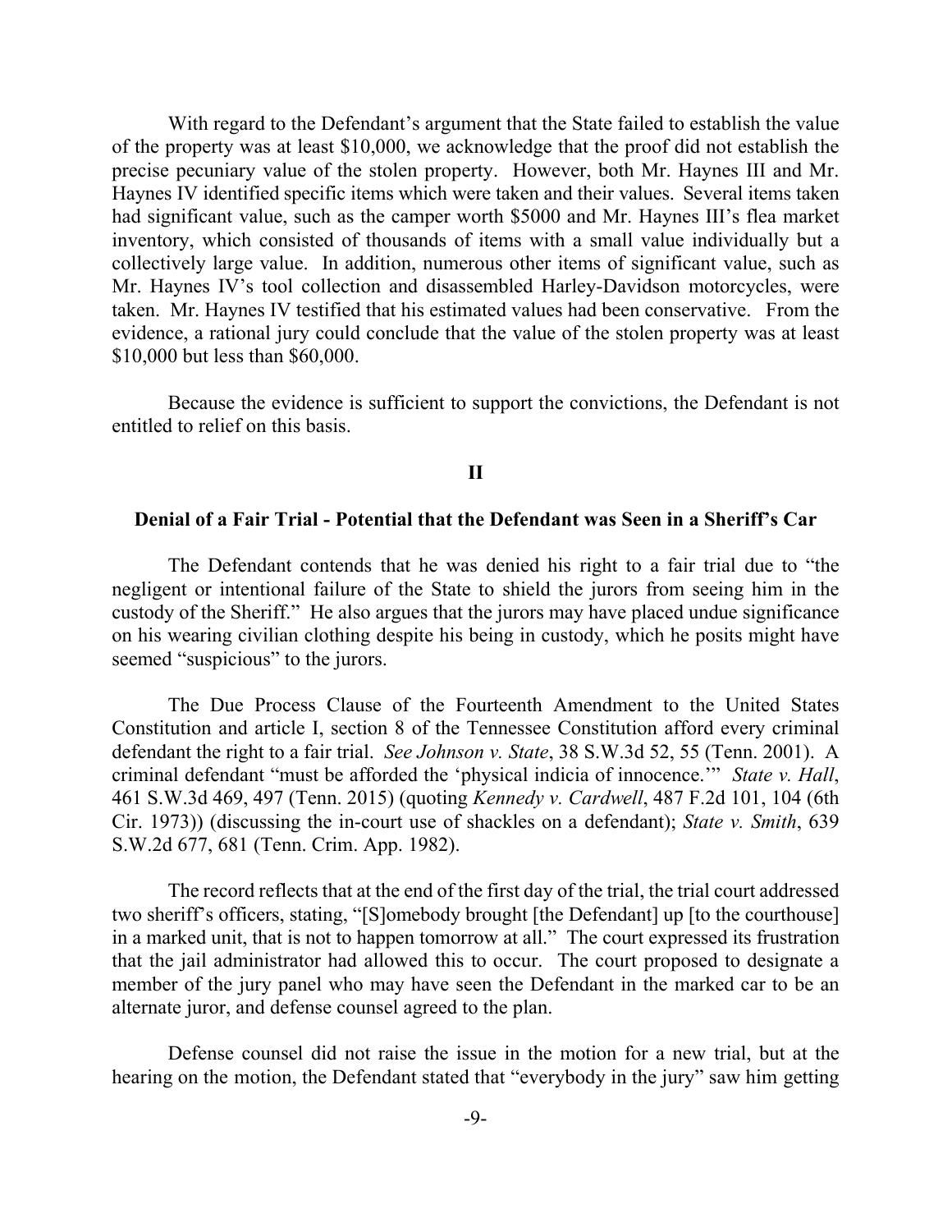With regard to the Defendant's argument that the State failed to establish the value of the property was at least $10,000, we acknowledge that the proof did not establish the precise pecuniary value of the stolen property. However, both Mr. Haynes III and Mr. Haynes IV identified specific items which were taken and their values. Several items taken had significant value, such as the camper worth $5000 and Mr. Haynes III's flea market inventory, which consisted of thousands of items with a small value individually but a collectively large value. In addition, numerous other items of significant value, such as Mr. Haynes IV's tool collection and disassembled Harley-Davidson motorcycles, were taken. Mr. Haynes IV testified that his estimated values had been conservative. From the evidence, a rational jury could conclude that the value of the stolen property was at least $10,000 but less than $60,000.

Because the evidence is sufficient to support the convictions, the Defendant is not entitled to relief on this basis.

## II

### Denial of a Fair Trial - Potential that the Defendant was Seen in a Sheriff's Car

The Defendant contends that he was denied his right to a fair trial due to "the negligent or intentional failure of the State to shield the jurors from seeing him in the custody of the Sheriff." He also argues that the jurors may have placed undue significance on his wearing civilian clothing despite his being in custody, which he posits might have seemed "suspicious" to the jurors.

The Due Process Clause of the Fourteenth Amendment to the United States Constitution and article I, section 8 of the Tennessee Constitution afford every criminal defendant the right to a fair trial. *See Johnson v. State*, 38 S.W.3d 52, 55 (Tenn. 2001). A criminal defendant "must be afforded the 'physical indicia of innocence.'" *State v. Hall*, 461 S.W.3d 469, 497 (Tenn. 2015) (quoting *Kennedy v. Cardwell*, 487 F.2d 101, 104 (6th Cir. 1973)) (discussing the in-court use of shackles on a defendant); *State v. Smith*, 639 S.W.2d 677, 681 (Tenn. Crim. App. 1982).

The record reflects that at the end of the first day of the trial, the trial court addressed two sheriff's officers, stating, "[S]omebody brought [the Defendant] up [to the courthouse] in a marked unit, that is not to happen tomorrow at all." The court expressed its frustration that the jail administrator had allowed this to occur. The court proposed to designate a member of the jury panel who may have seen the Defendant in the marked car to be an alternate juror, and defense counsel agreed to the plan.

Defense counsel did not raise the issue in the motion for a new trial, but at the hearing on the motion, the Defendant stated that "everybody in the jury" saw him getting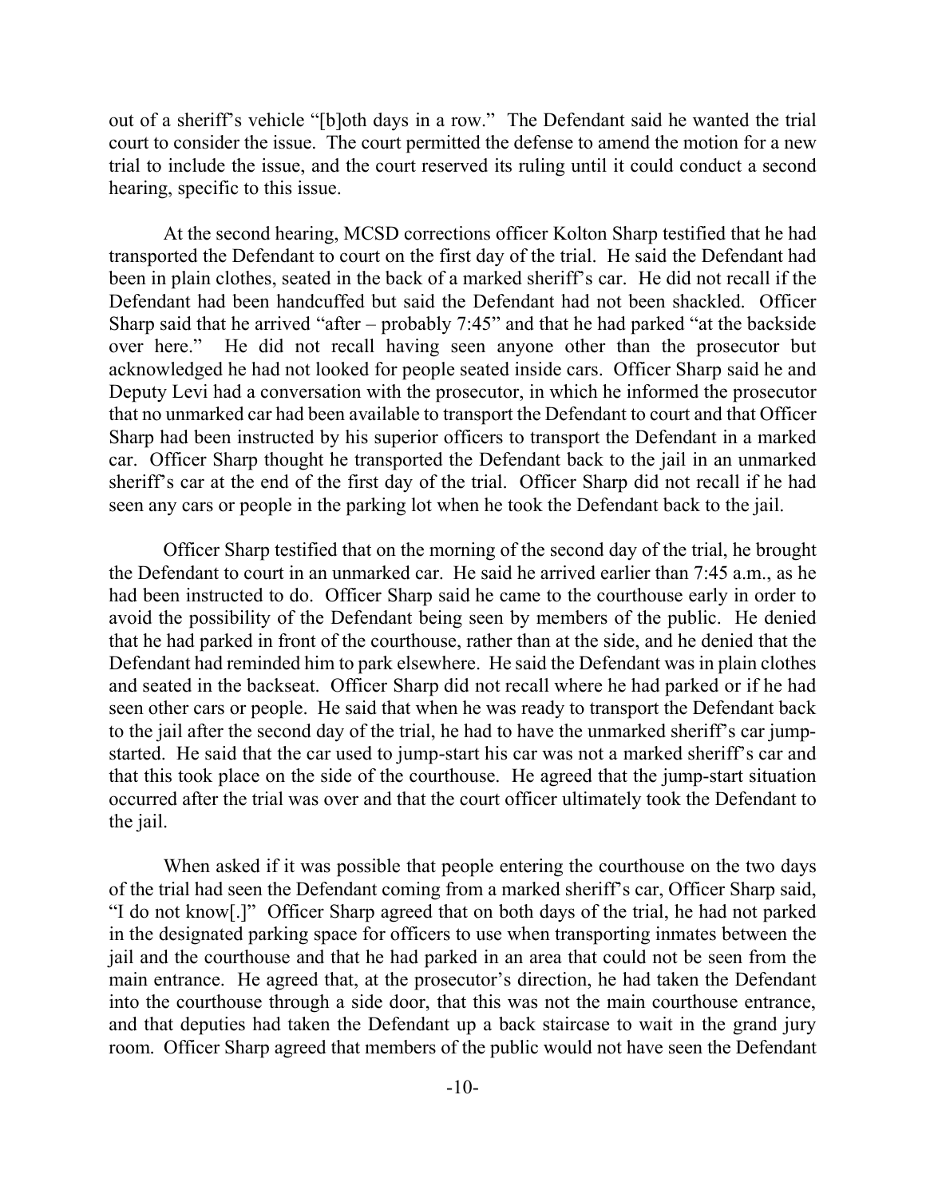out of a sheriff's vehicle "[b]oth days in a row." The Defendant said he wanted the trial court to consider the issue. The court permitted the defense to amend the motion for a new trial to include the issue, and the court reserved its ruling until it could conduct a second hearing, specific to this issue.

At the second hearing, MCSD corrections officer Kolton Sharp testified that he had transported the Defendant to court on the first day of the trial. He said the Defendant had been in plain clothes, seated in the back of a marked sheriff's car. He did not recall if the Defendant had been handcuffed but said the Defendant had not been shackled. Officer Sharp said that he arrived "after – probably 7:45" and that he had parked "at the backside over here." He did not recall having seen anyone other than the prosecutor but acknowledged he had not looked for people seated inside cars. Officer Sharp said he and Deputy Levi had a conversation with the prosecutor, in which he informed the prosecutor that no unmarked car had been available to transport the Defendant to court and that Officer Sharp had been instructed by his superior officers to transport the Defendant in a marked car. Officer Sharp thought he transported the Defendant back to the jail in an unmarked sheriff's car at the end of the first day of the trial. Officer Sharp did not recall if he had seen any cars or people in the parking lot when he took the Defendant back to the jail.

Officer Sharp testified that on the morning of the second day of the trial, he brought the Defendant to court in an unmarked car. He said he arrived earlier than 7:45 a.m., as he had been instructed to do. Officer Sharp said he came to the courthouse early in order to avoid the possibility of the Defendant being seen by members of the public. He denied that he had parked in front of the courthouse, rather than at the side, and he denied that the Defendant had reminded him to park elsewhere. He said the Defendant was in plain clothes and seated in the backseat. Officer Sharp did not recall where he had parked or if he had seen other cars or people. He said that when he was ready to transport the Defendant back to the jail after the second day of the trial, he had to have the unmarked sheriff's car jump-started. He said that the car used to jump-start his car was not a marked sheriff's car and that this took place on the side of the courthouse. He agreed that the jump-start situation occurred after the trial was over and that the court officer ultimately took the Defendant to the jail.

When asked if it was possible that people entering the courthouse on the two days of the trial had seen the Defendant coming from a marked sheriff's car, Officer Sharp said, "I do not know[.]" Officer Sharp agreed that on both days of the trial, he had not parked in the designated parking space for officers to use when transporting inmates between the jail and the courthouse and that he had parked in an area that could not be seen from the main entrance. He agreed that, at the prosecutor's direction, he had taken the Defendant into the courthouse through a side door, that this was not the main courthouse entrance, and that deputies had taken the Defendant up a back staircase to wait in the grand jury room. Officer Sharp agreed that members of the public would not have seen the Defendant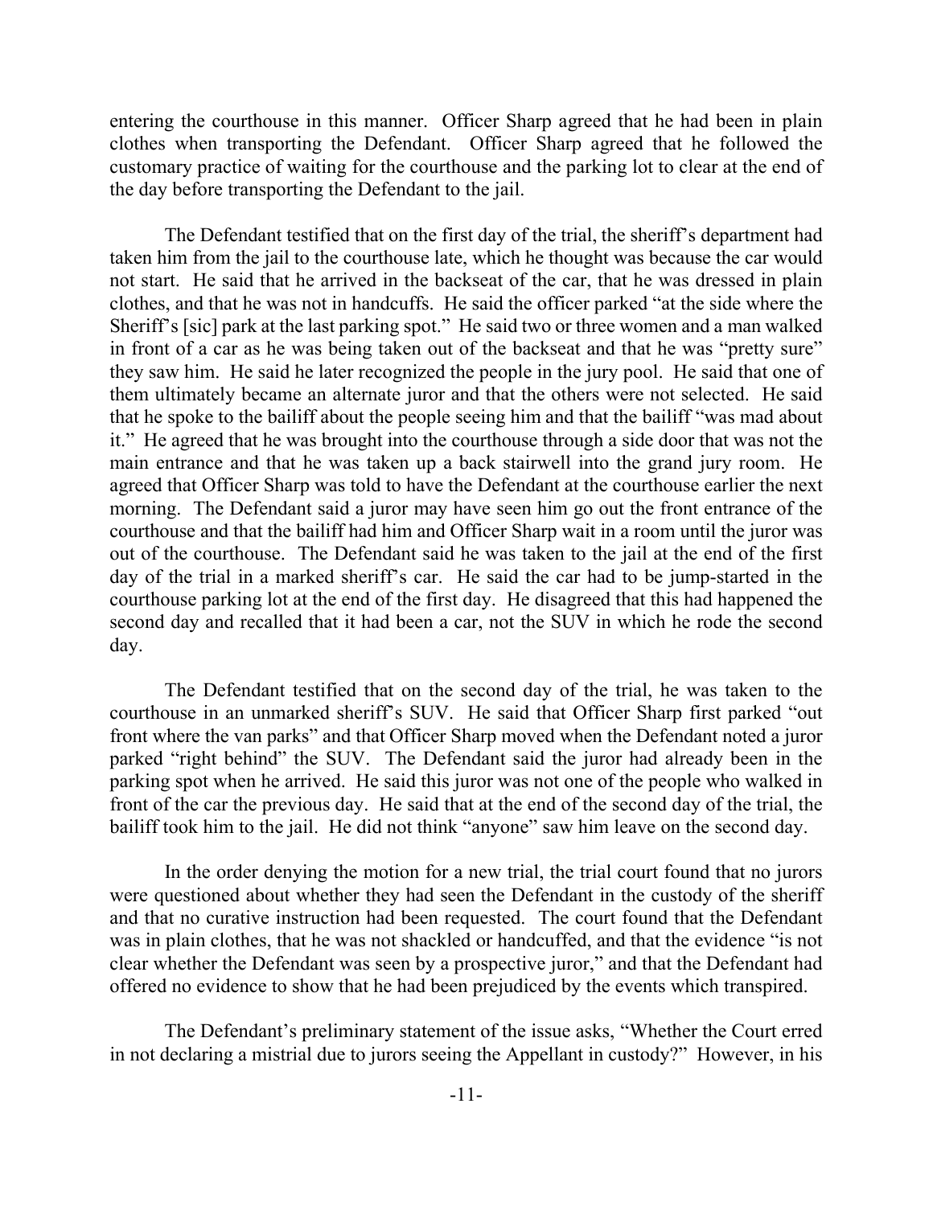entering the courthouse in this manner. Officer Sharp agreed that he had been in plain clothes when transporting the Defendant. Officer Sharp agreed that he followed the customary practice of waiting for the courthouse and the parking lot to clear at the end of the day before transporting the Defendant to the jail.

The Defendant testified that on the first day of the trial, the sheriff's department had taken him from the jail to the courthouse late, which he thought was because the car would not start. He said that he arrived in the backseat of the car, that he was dressed in plain clothes, and that he was not in handcuffs. He said the officer parked "at the side where the Sheriff's [sic] park at the last parking spot." He said two or three women and a man walked in front of a car as he was being taken out of the backseat and that he was "pretty sure" they saw him. He said he later recognized the people in the jury pool. He said that one of them ultimately became an alternate juror and that the others were not selected. He said that he spoke to the bailiff about the people seeing him and that the bailiff "was mad about it." He agreed that he was brought into the courthouse through a side door that was not the main entrance and that he was taken up a back stairwell into the grand jury room. He agreed that Officer Sharp was told to have the Defendant at the courthouse earlier the next morning. The Defendant said a juror may have seen him go out the front entrance of the courthouse and that the bailiff had him and Officer Sharp wait in a room until the juror was out of the courthouse. The Defendant said he was taken to the jail at the end of the first day of the trial in a marked sheriff's car. He said the car had to be jump-started in the courthouse parking lot at the end of the first day. He disagreed that this had happened the second day and recalled that it had been a car, not the SUV in which he rode the second day.

The Defendant testified that on the second day of the trial, he was taken to the courthouse in an unmarked sheriff's SUV. He said that Officer Sharp first parked "out front where the van parks" and that Officer Sharp moved when the Defendant noted a juror parked "right behind" the SUV. The Defendant said the juror had already been in the parking spot when he arrived. He said this juror was not one of the people who walked in front of the car the previous day. He said that at the end of the second day of the trial, the bailiff took him to the jail. He did not think "anyone" saw him leave on the second day.

In the order denying the motion for a new trial, the trial court found that no jurors were questioned about whether they had seen the Defendant in the custody of the sheriff and that no curative instruction had been requested. The court found that the Defendant was in plain clothes, that he was not shackled or handcuffed, and that the evidence "is not clear whether the Defendant was seen by a prospective juror," and that the Defendant had offered no evidence to show that he had been prejudiced by the events which transpired.

The Defendant's preliminary statement of the issue asks, "Whether the Court erred in not declaring a mistrial due to jurors seeing the Appellant in custody?" However, in his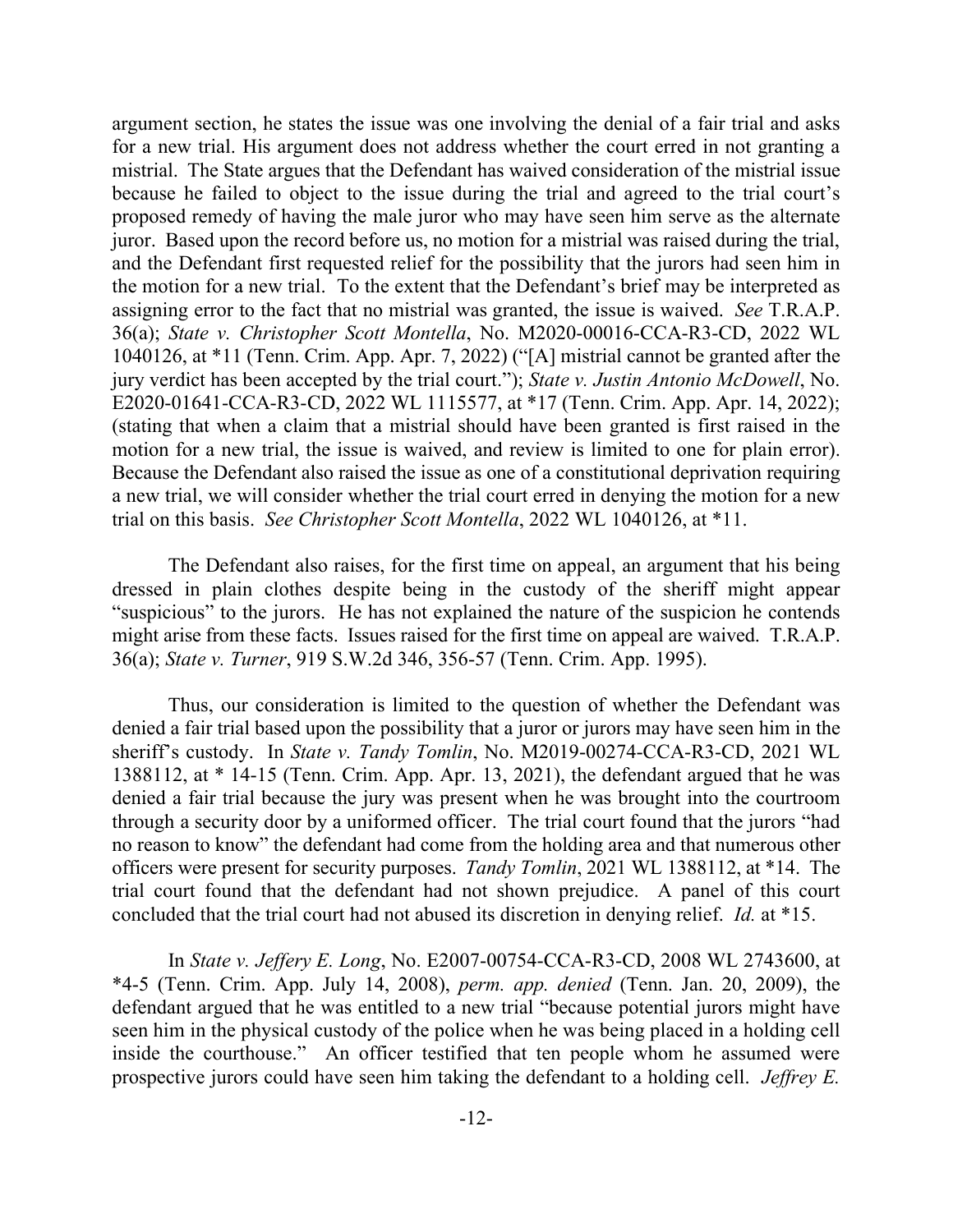argument section, he states the issue was one involving the denial of a fair trial and asks for a new trial. His argument does not address whether the court erred in not granting a mistrial. The State argues that the Defendant has waived consideration of the mistrial issue because he failed to object to the issue during the trial and agreed to the trial court's proposed remedy of having the male juror who may have seen him serve as the alternate juror. Based upon the record before us, no motion for a mistrial was raised during the trial, and the Defendant first requested relief for the possibility that the jurors had seen him in the motion for a new trial. To the extent that the Defendant's brief may be interpreted as assigning error to the fact that no mistrial was granted, the issue is waived. *See* T.R.A.P. 36(a); *State v. Christopher Scott Montella*, No. M2020-00016-CCA-R3-CD, 2022 WL 1040126, at *11 (Tenn. Crim. App. Apr. 7, 2022) ("[A] mistrial cannot be granted after the jury verdict has been accepted by the trial court."); *State v. Justin Antonio McDowell*, No. E2020-01641-CCA-R3-CD, 2022 WL 1115577, at *17 (Tenn. Crim. App. Apr. 14, 2022); (stating that when a claim that a mistrial should have been granted is first raised in the motion for a new trial, the issue is waived, and review is limited to one for plain error). Because the Defendant also raised the issue as one of a constitutional deprivation requiring a new trial, we will consider whether the trial court erred in denying the motion for a new trial on this basis. *See Christopher Scott Montella*, 2022 WL 1040126, at *11.

The Defendant also raises, for the first time on appeal, an argument that his being dressed in plain clothes despite being in the custody of the sheriff might appear "suspicious" to the jurors. He has not explained the nature of the suspicion he contends might arise from these facts. Issues raised for the first time on appeal are waived. T.R.A.P. 36(a); *State v. Turner*, 919 S.W.2d 346, 356-57 (Tenn. Crim. App. 1995).

Thus, our consideration is limited to the question of whether the Defendant was denied a fair trial based upon the possibility that a juror or jurors may have seen him in the sheriff's custody. In *State v. Tandy Tomlin*, No. M2019-00274-CCA-R3-CD, 2021 WL 1388112, at * 14-15 (Tenn. Crim. App. Apr. 13, 2021), the defendant argued that he was denied a fair trial because the jury was present when he was brought into the courtroom through a security door by a uniformed officer. The trial court found that the jurors "had no reason to know" the defendant had come from the holding area and that numerous other officers were present for security purposes. *Tandy Tomlin*, 2021 WL 1388112, at *14. The trial court found that the defendant had not shown prejudice. A panel of this court concluded that the trial court had not abused its discretion in denying relief. *Id.* at *15.

In *State v. Jeffery E. Long*, No. E2007-00754-CCA-R3-CD, 2008 WL 2743600, at *4-5 (Tenn. Crim. App. July 14, 2008), *perm. app. denied* (Tenn. Jan. 20, 2009), the defendant argued that he was entitled to a new trial "because potential jurors might have seen him in the physical custody of the police when he was being placed in a holding cell inside the courthouse." An officer testified that ten people whom he assumed were prospective jurors could have seen him taking the defendant to a holding cell. *Jeffrey E.*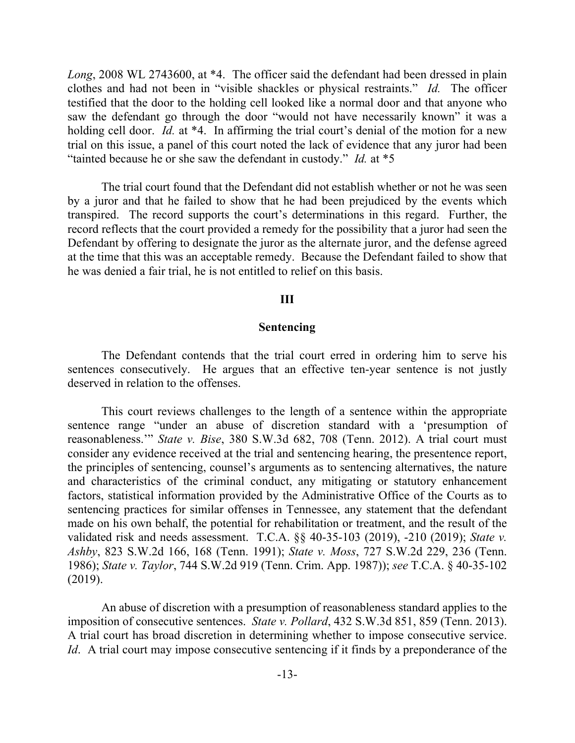*Long*, 2008 WL 2743600, at *4. The officer said the defendant had been dressed in plain clothes and had not been in "visible shackles or physical restraints." *Id.* The officer testified that the door to the holding cell looked like a normal door and that anyone who saw the defendant go through the door "would not have necessarily known" it was a holding cell door. *Id.* at *4. In affirming the trial court's denial of the motion for a new trial on this issue, a panel of this court noted the lack of evidence that any juror had been "tainted because he or she saw the defendant in custody." *Id.* at *5

The trial court found that the Defendant did not establish whether or not he was seen by a juror and that he failed to show that he had been prejudiced by the events which transpired. The record supports the court's determinations in this regard. Further, the record reflects that the court provided a remedy for the possibility that a juror had seen the Defendant by offering to designate the juror as the alternate juror, and the defense agreed at the time that this was an acceptable remedy. Because the Defendant failed to show that he was denied a fair trial, he is not entitled to relief on this basis.

## III

## Sentencing

The Defendant contends that the trial court erred in ordering him to serve his sentences consecutively. He argues that an effective ten-year sentence is not justly deserved in relation to the offenses.

This court reviews challenges to the length of a sentence within the appropriate sentence range "under an abuse of discretion standard with a 'presumption of reasonableness.'" *State v. Bise*, 380 S.W.3d 682, 708 (Tenn. 2012). A trial court must consider any evidence received at the trial and sentencing hearing, the presentence report, the principles of sentencing, counsel's arguments as to sentencing alternatives, the nature and characteristics of the criminal conduct, any mitigating or statutory enhancement factors, statistical information provided by the Administrative Office of the Courts as to sentencing practices for similar offenses in Tennessee, any statement that the defendant made on his own behalf, the potential for rehabilitation or treatment, and the result of the validated risk and needs assessment. T.C.A. §§ 40-35-103 (2019), -210 (2019); *State v. Ashby*, 823 S.W.2d 166, 168 (Tenn. 1991); *State v. Moss*, 727 S.W.2d 229, 236 (Tenn. 1986); *State v. Taylor*, 744 S.W.2d 919 (Tenn. Crim. App. 1987)); *see* T.C.A. § 40-35-102 (2019).

An abuse of discretion with a presumption of reasonableness standard applies to the imposition of consecutive sentences. *State v. Pollard*, 432 S.W.3d 851, 859 (Tenn. 2013). A trial court has broad discretion in determining whether to impose consecutive service. *Id*. A trial court may impose consecutive sentencing if it finds by a preponderance of the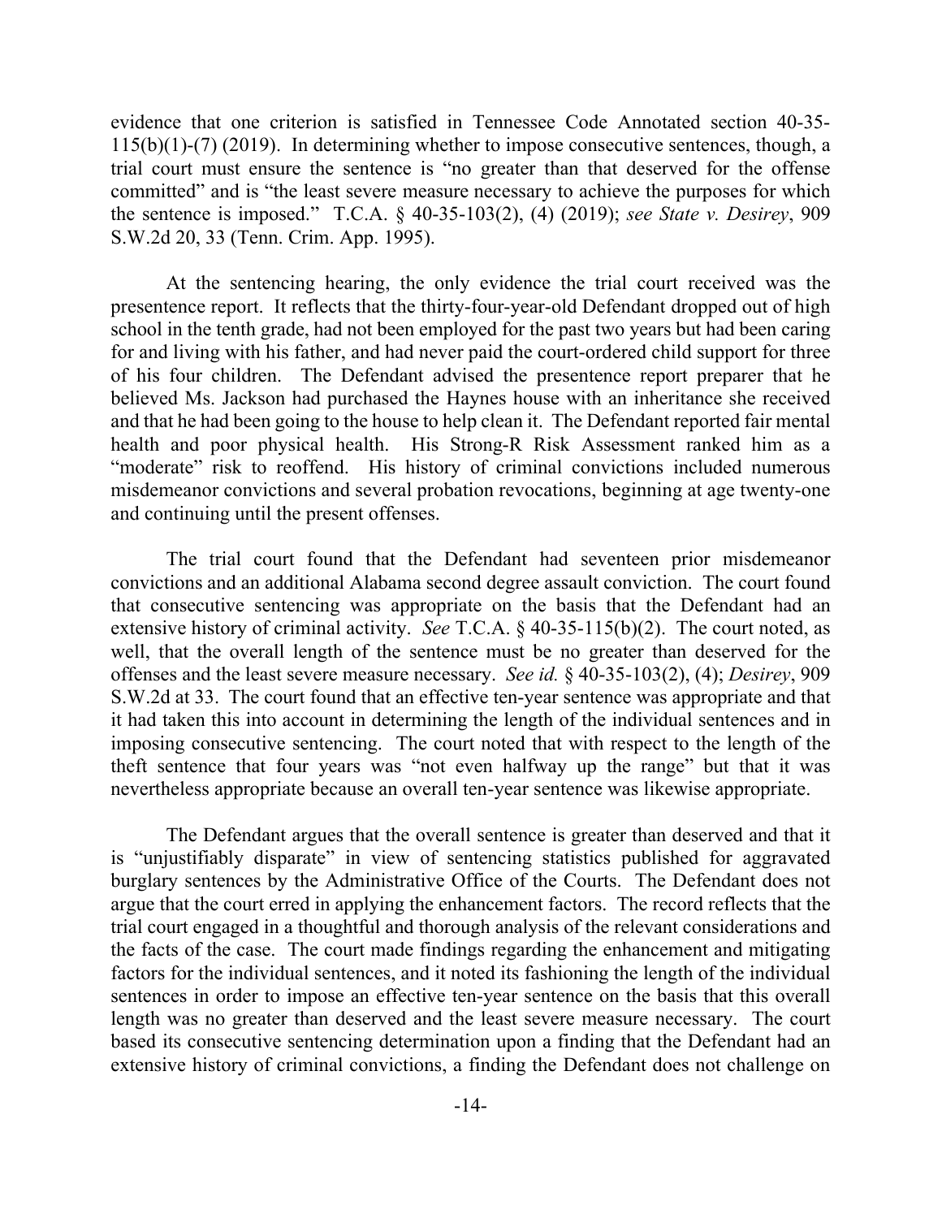evidence that one criterion is satisfied in Tennessee Code Annotated section 40-35-115(b)(1)-(7) (2019). In determining whether to impose consecutive sentences, though, a trial court must ensure the sentence is "no greater than that deserved for the offense committed" and is "the least severe measure necessary to achieve the purposes for which the sentence is imposed." T.C.A. § 40-35-103(2), (4) (2019); *see State v. Desirey*, 909 S.W.2d 20, 33 (Tenn. Crim. App. 1995).

At the sentencing hearing, the only evidence the trial court received was the presentence report. It reflects that the thirty-four-year-old Defendant dropped out of high school in the tenth grade, had not been employed for the past two years but had been caring for and living with his father, and had never paid the court-ordered child support for three of his four children. The Defendant advised the presentence report preparer that he believed Ms. Jackson had purchased the Haynes house with an inheritance she received and that he had been going to the house to help clean it. The Defendant reported fair mental health and poor physical health. His Strong-R Risk Assessment ranked him as a "moderate" risk to reoffend. His history of criminal convictions included numerous misdemeanor convictions and several probation revocations, beginning at age twenty-one and continuing until the present offenses.

The trial court found that the Defendant had seventeen prior misdemeanor convictions and an additional Alabama second degree assault conviction. The court found that consecutive sentencing was appropriate on the basis that the Defendant had an extensive history of criminal activity. *See* T.C.A. § 40-35-115(b)(2). The court noted, as well, that the overall length of the sentence must be no greater than deserved for the offenses and the least severe measure necessary. *See id.* § 40-35-103(2), (4); *Desirey*, 909 S.W.2d at 33. The court found that an effective ten-year sentence was appropriate and that it had taken this into account in determining the length of the individual sentences and in imposing consecutive sentencing. The court noted that with respect to the length of the theft sentence that four years was "not even halfway up the range" but that it was nevertheless appropriate because an overall ten-year sentence was likewise appropriate.

The Defendant argues that the overall sentence is greater than deserved and that it is "unjustifiably disparate" in view of sentencing statistics published for aggravated burglary sentences by the Administrative Office of the Courts. The Defendant does not argue that the court erred in applying the enhancement factors. The record reflects that the trial court engaged in a thoughtful and thorough analysis of the relevant considerations and the facts of the case. The court made findings regarding the enhancement and mitigating factors for the individual sentences, and it noted its fashioning the length of the individual sentences in order to impose an effective ten-year sentence on the basis that this overall length was no greater than deserved and the least severe measure necessary. The court based its consecutive sentencing determination upon a finding that the Defendant had an extensive history of criminal convictions, a finding the Defendant does not challenge on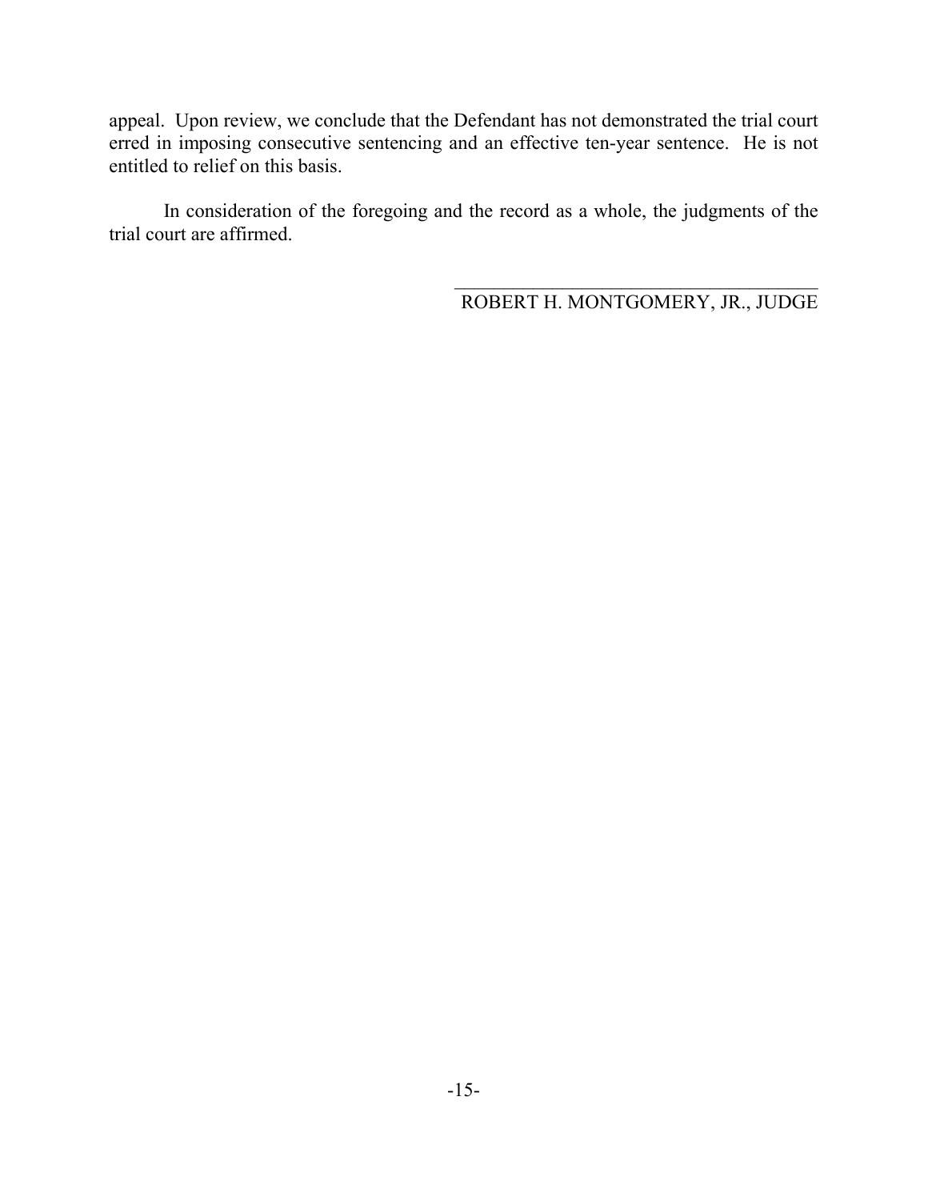appeal. Upon review, we conclude that the Defendant has not demonstrated the trial court erred in imposing consecutive sentencing and an effective ten-year sentence. He is not entitled to relief on this basis.

In consideration of the foregoing and the record as a whole, the judgments of the trial court are affirmed.

\_\_\_\_\_\_\_\_\_\_\_\_\_\_\_\_\_\_\_\_\_\_\_\_\_\_\_\_\_\_\_\_\_\_\_\_\_\_\_

ROBERT H. MONTGOMERY, JR., JUDGE